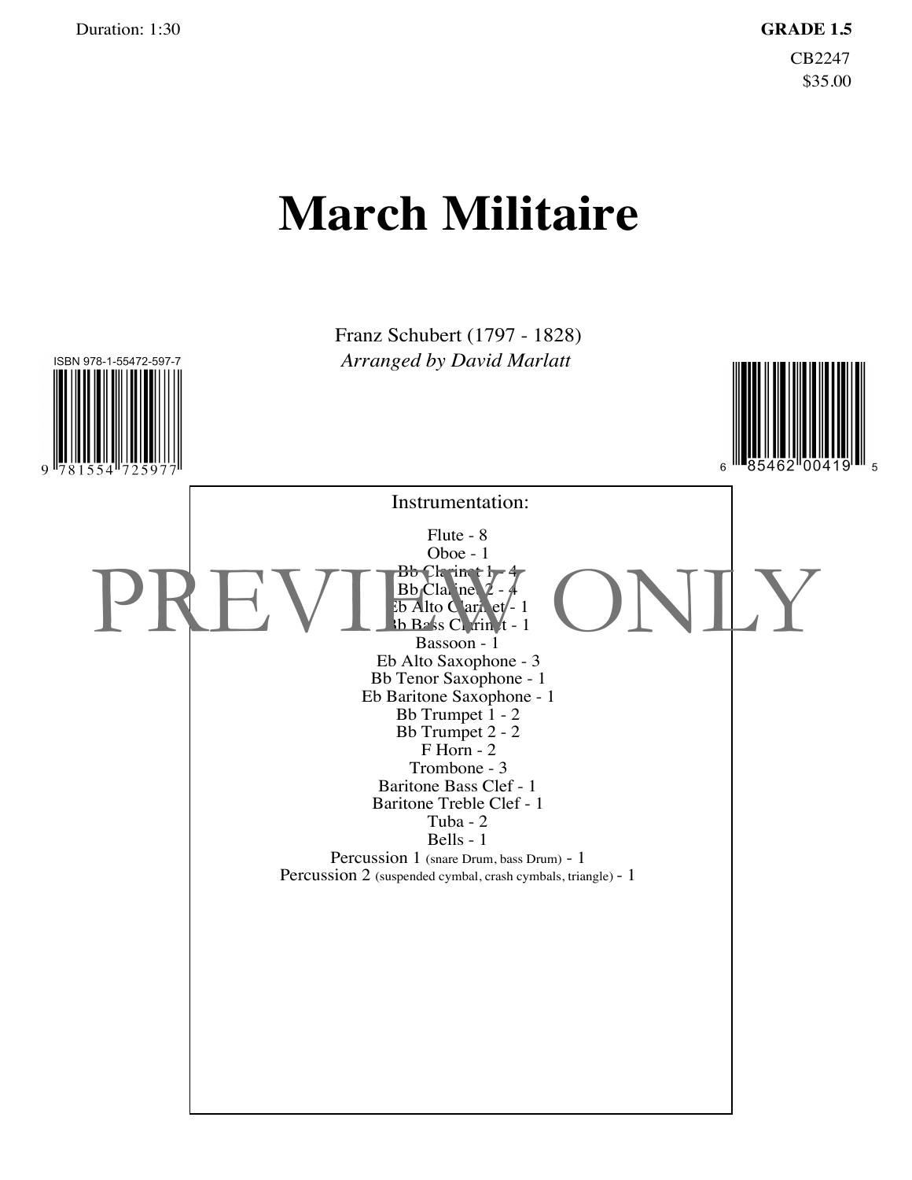Duration: 1:30

**GRADE 1.5**

CB2247
$35.00

# March Militaire

Franz Schubert (1797 - 1828)
*Arranged by David Marlatt*

ISBN 978-1-55472-597-7

9 781554 725977

6 85462 00419 5

PREVIEW ONLY

Instrumentation:

Flute - 8
Oboe - 1
Bb Clarinet 1 - 4
Bb Clarinet 2 - 4
Eb Alto Clarinet - 1
Bb Bass Clarinet - 1
Bassoon - 1
Eb Alto Saxophone - 3
Bb Tenor Saxophone - 1
Eb Baritone Saxophone - 1
Bb Trumpet 1 - 2
Bb Trumpet 2 - 2
F Horn - 2
Trombone - 3
Baritone Bass Clef - 1
Baritone Treble Clef - 1
Tuba - 2
Bells - 1
Percussion 1 (snare Drum, bass Drum) - 1
Percussion 2 (suspended cymbal, crash cymbals, triangle) - 1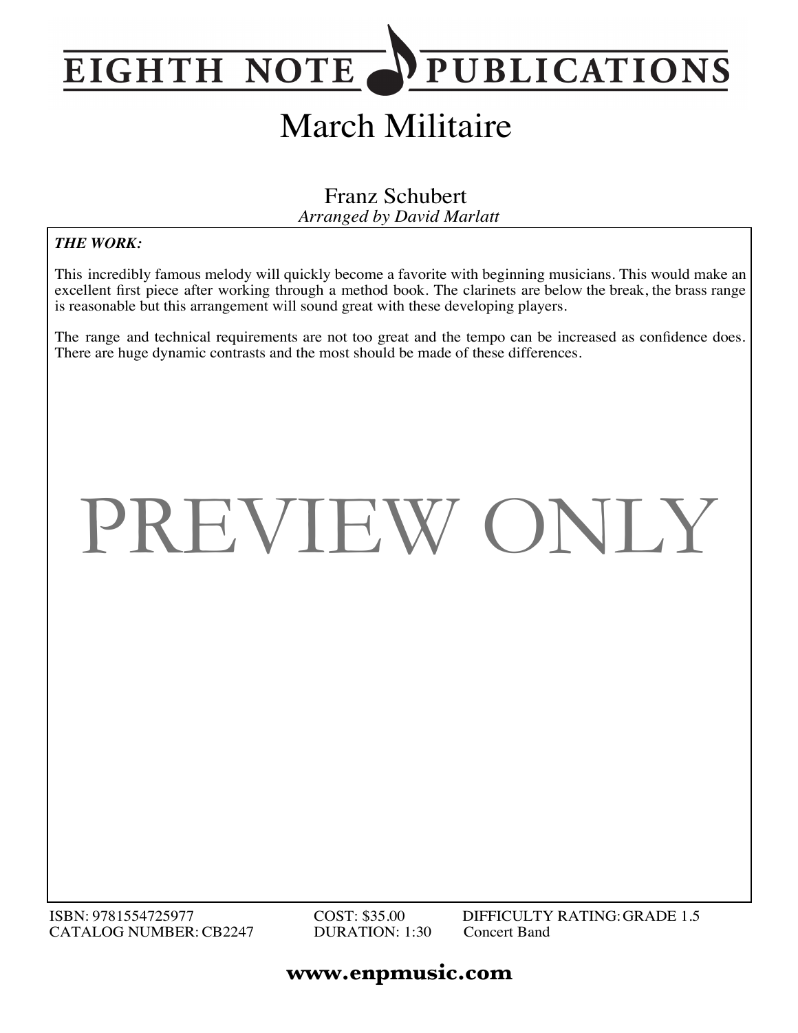# EIGHTH NOTE PUBLICATIONS

## March Militaire

Franz Schubert
*Arranged by David Marlatt*

***THE WORK:***

This incredibly famous melody will quickly become a favorite with beginning musicians. This would make an excellent first piece after working through a method book. The clarinets are below the break, the brass range is reasonable but this arrangement will sound great with these developing players.

The range and technical requirements are not too great and the tempo can be increased as confidence does. There are huge dynamic contrasts and the most should be made of these differences.

PREVIEW ONLY

ISBN: 9781554725977
CATALOG NUMBER: CB2247
COST: $35.00
DURATION: 1:30
DIFFICULTY RATING: GRADE 1.5
Concert Band

**www.enpmusic.com**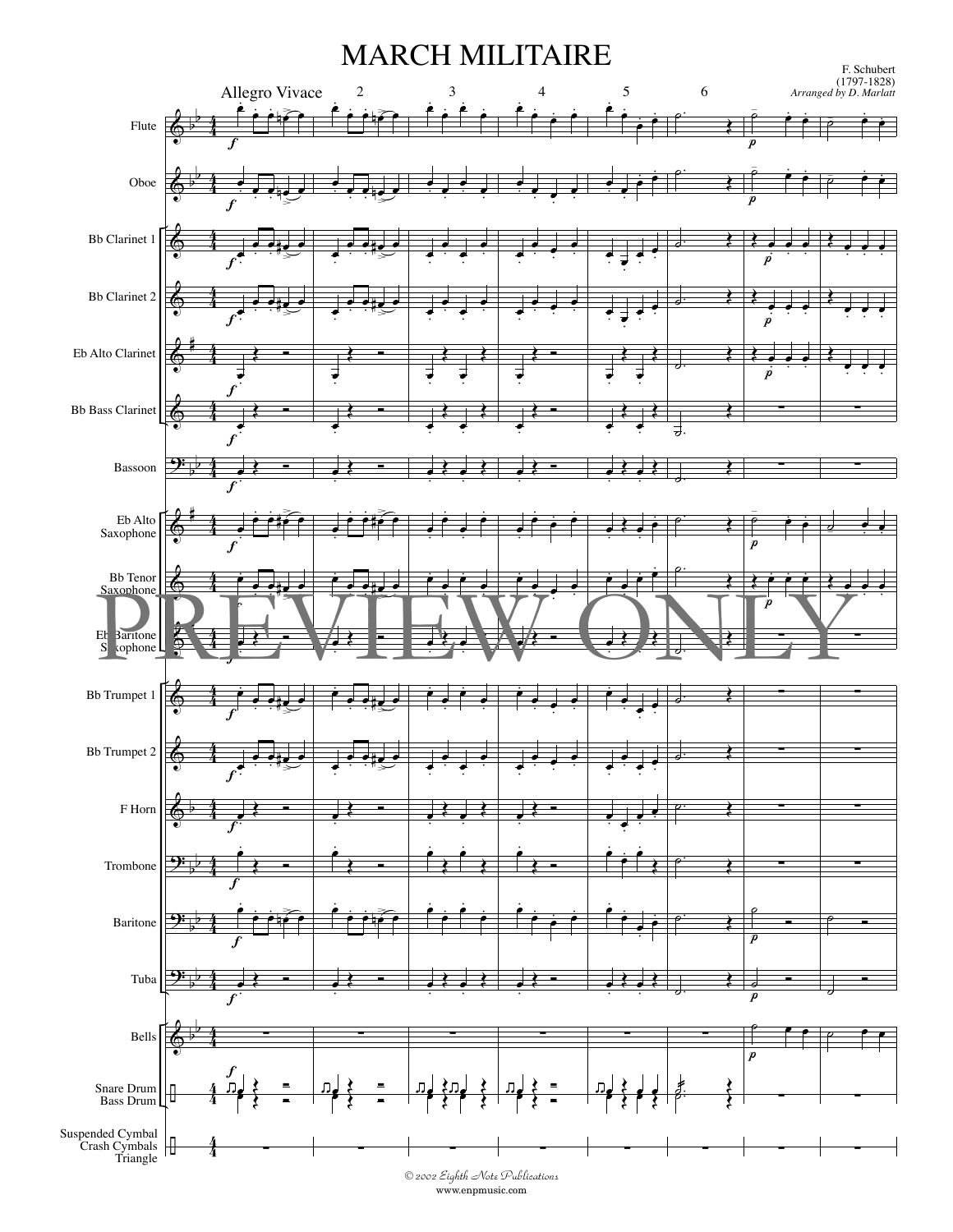# MARCH MILITAIRE

F. Schubert
(1797-1828)
*Arranged by D. Marlatt*

Allegro Vivace

Flute
Oboe
Bb Clarinet 1
Bb Clarinet 2
Eb Alto Clarinet
Bb Bass Clarinet
Bassoon
Eb Alto Saxophone
Bb Tenor Saxophone
Eb Baritone Saxophone
Bb Trumpet 1
Bb Trumpet 2
F Horn
Trombone
Baritone
Tuba
Bells
Snare Drum
Bass Drum
Suspended Cymbal
Crash Cymbals
Triangle

PREVIEW ONLY

© 2002 Eighth Note Publications
www.enpmusic.com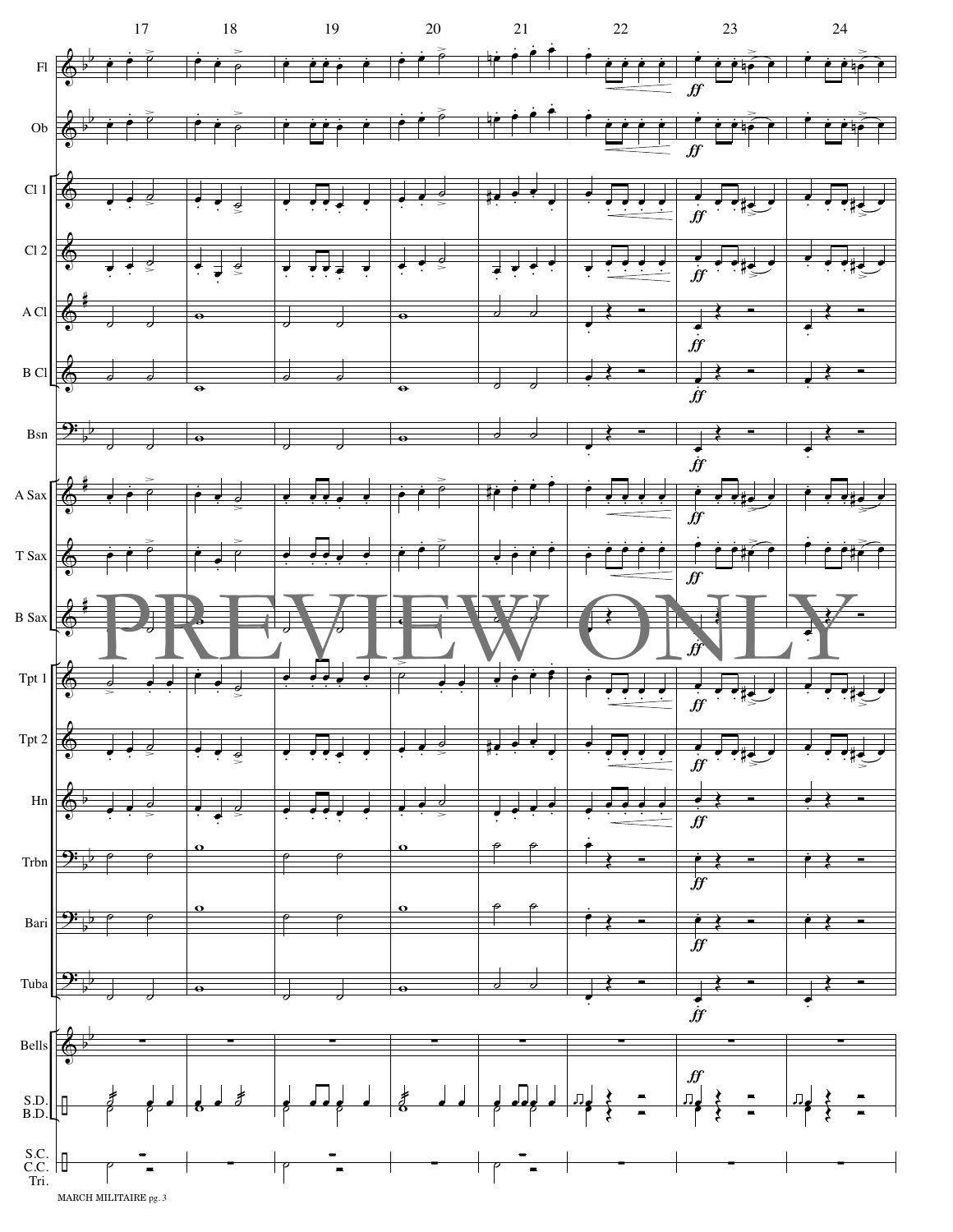PREVIEW ONLY

MARCH MILITAIRE pg. 3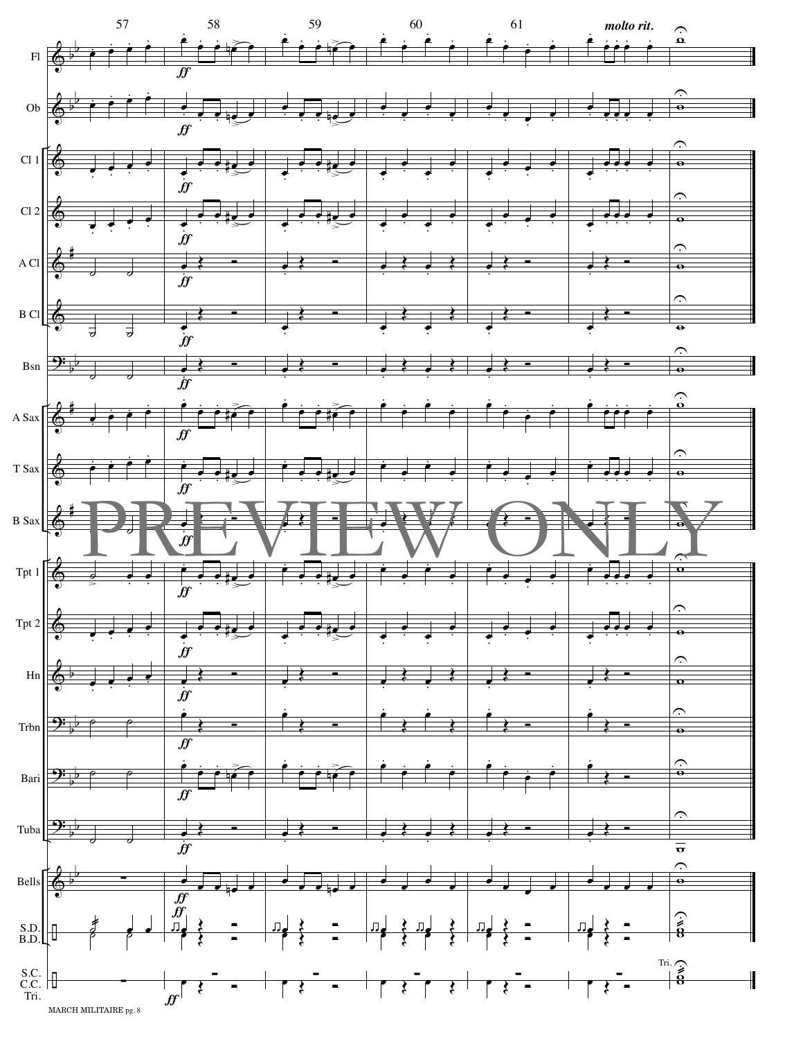57 58 59 60 61 *molto rit.*

Fl

Ob

Cl 1

Cl 2

A Cl

B Cl

Bsn

A Sax

T Sax

B Sax

PREVIEW ONLY

Tpt 1

Tpt 2

Hn

Trbn

Bari

Tuba

Bells

S.D.
B.D.

S.C.
C.C.
Tri.

*ff*

Tri.

MARCH MILITAIRE pg. 8